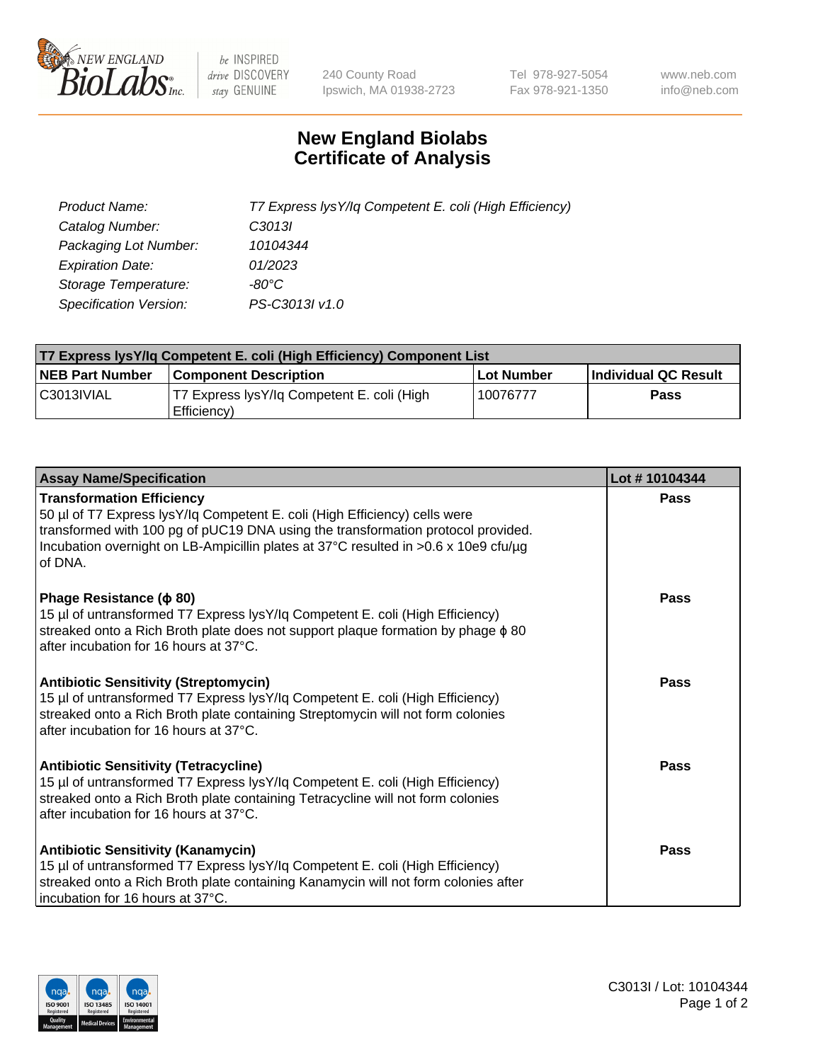240 County Road
Ipswich, MA 01938-2723

Tel 978-927-5054
Fax 978-921-1350

www.neb.com
info@neb.com

# New England Biolabs
# Certificate of Analysis

| | |
|---|---|
| *Product Name:* | *T7 Express lysY/Iq Competent E. coli (High Efficiency)* |
| *Catalog Number:* | *C3013I* |
| *Packaging Lot Number:* | *10104344* |
| *Expiration Date:* | *01/2023* |
| *Storage Temperature:* | *-80°C* |
| *Specification Version:* | *PS-C3013I v1.0* |

| T7 Express lysY/Iq Competent E. coli (High Efficiency) Component List | | | |
|---|---|---|---|
| **NEB Part Number** | **Component Description** | **Lot Number** | **Individual QC Result** |
| C3013IVIAL | T7 Express lysY/Iq Competent E. coli (High Efficiency) | 10076777 | **Pass** |

| Assay Name/Specification | Lot # 10104344 |
|---|---|
| **Transformation Efficiency**<br>50 µl of T7 Express lysY/Iq Competent E. coli (High Efficiency) cells were transformed with 100 pg of pUC19 DNA using the transformation protocol provided. Incubation overnight on LB-Ampicillin plates at 37°C resulted in >0.6 x 10e9 cfu/µg of DNA. | **Pass** |
| **Phage Resistance (ϕ 80)**<br>15 µl of untransformed T7 Express lysY/Iq Competent E. coli (High Efficiency) streaked onto a Rich Broth plate does not support plaque formation by phage ϕ 80 after incubation for 16 hours at 37°C. | **Pass** |
| **Antibiotic Sensitivity (Streptomycin)**<br>15 µl of untransformed T7 Express lysY/Iq Competent E. coli (High Efficiency) streaked onto a Rich Broth plate containing Streptomycin will not form colonies after incubation for 16 hours at 37°C. | **Pass** |
| **Antibiotic Sensitivity (Tetracycline)**<br>15 µl of untransformed T7 Express lysY/Iq Competent E. coli (High Efficiency) streaked onto a Rich Broth plate containing Tetracycline will not form colonies after incubation for 16 hours at 37°C. | **Pass** |
| **Antibiotic Sensitivity (Kanamycin)**<br>15 µl of untransformed T7 Express lysY/Iq Competent E. coli (High Efficiency) streaked onto a Rich Broth plate containing Kanamycin will not form colonies after incubation for 16 hours at 37°C. | **Pass** |

C3013I / Lot: 10104344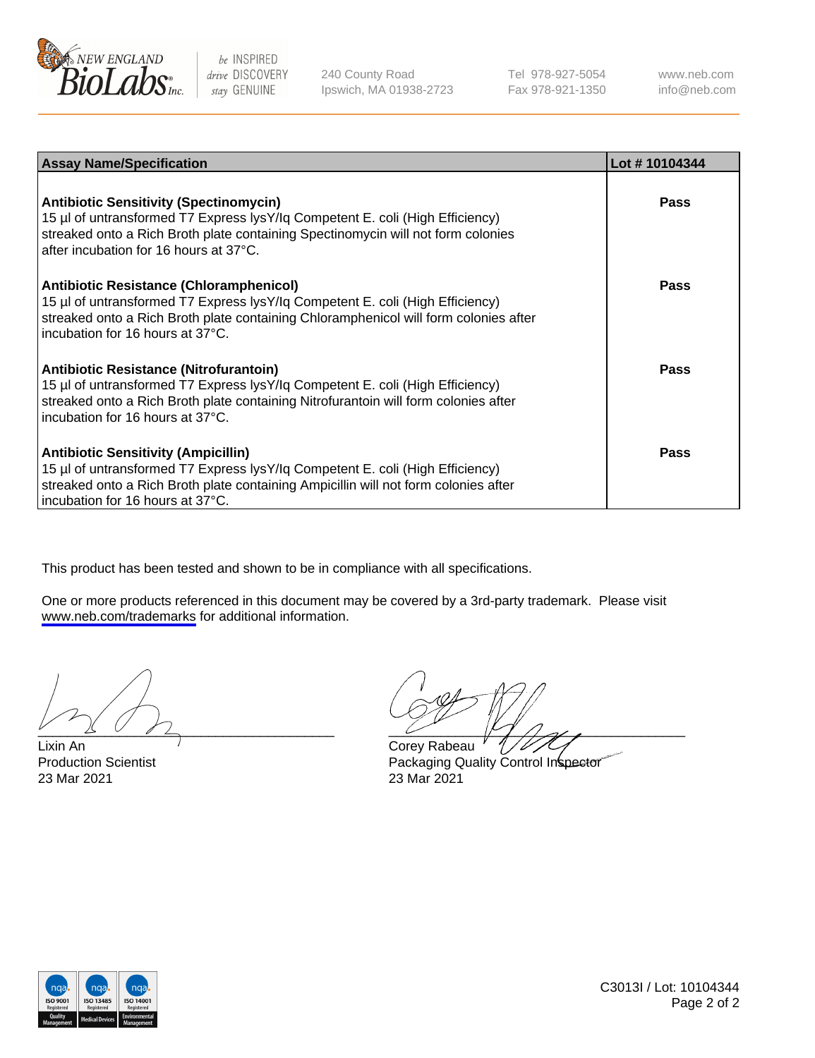| Assay Name/Specification | Lot # 10104344 |
|---|---|
| **Antibiotic Sensitivity (Spectinomycin)**<br>15 µl of untransformed T7 Express lysY/Iq Competent E. coli (High Efficiency) streaked onto a Rich Broth plate containing Spectinomycin will not form colonies after incubation for 16 hours at 37°C. | **Pass** |
| **Antibiotic Resistance (Chloramphenicol)**<br>15 µl of untransformed T7 Express lysY/Iq Competent E. coli (High Efficiency) streaked onto a Rich Broth plate containing Chloramphenicol will form colonies after incubation for 16 hours at 37°C. | **Pass** |
| **Antibiotic Resistance (Nitrofurantoin)**<br>15 µl of untransformed T7 Express lysY/Iq Competent E. coli (High Efficiency) streaked onto a Rich Broth plate containing Nitrofurantoin will form colonies after incubation for 16 hours at 37°C. | **Pass** |
| **Antibiotic Sensitivity (Ampicillin)**<br>15 µl of untransformed T7 Express lysY/Iq Competent E. coli (High Efficiency) streaked onto a Rich Broth plate containing Ampicillin will not form colonies after incubation for 16 hours at 37°C. | **Pass** |

This product has been tested and shown to be in compliance with all specifications.

One or more products referenced in this document may be covered by a 3rd-party trademark. Please visit www.neb.com/trademarks for additional information.

Lixin An
Production Scientist
23 Mar 2021

Corey Rabeau
Packaging Quality Control Inspector
23 Mar 2021

C3013I / Lot: 10104344